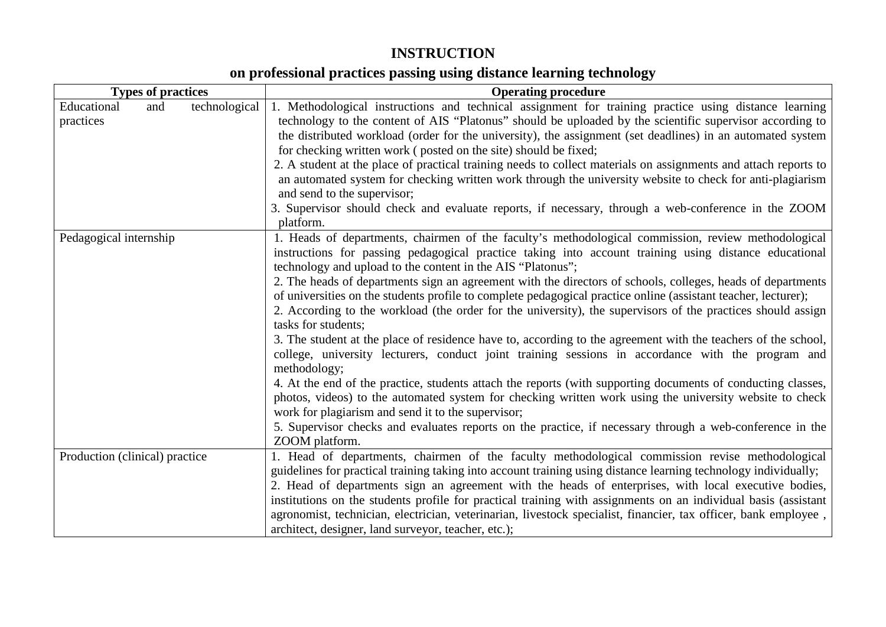# INSTRUCTION

## on professional practices passing using distance learning technology

| Types of practices | Operating procedure |
|---|---|
| Educational and technological practices | 1. Methodological instructions and technical assignment for training practice using distance learning technology to the content of AIS "Platonus" should be uploaded by the scientific supervisor according to the distributed workload (order for the university), the assignment (set deadlines) in an automated system for checking written work ( posted on the site) should be fixed;<br>2. A student at the place of practical training needs to collect materials on assignments and attach reports to an automated system for checking written work through the university website to check for anti-plagiarism and send to the supervisor;<br>3. Supervisor should check and evaluate reports, if necessary, through a web-conference in the ZOOM platform. |
| Pedagogical internship | 1. Heads of departments, chairmen of the faculty's methodological commission, review methodological instructions for passing pedagogical practice taking into account training using distance educational technology and upload to the content in the AIS "Platonus";<br>2. The heads of departments sign an agreement with the directors of schools, colleges, heads of departments of universities on the students profile to complete pedagogical practice online (assistant teacher, lecturer);<br>2. According to the workload (the order for the university), the supervisors of the practices should assign tasks for students;<br>3. The student at the place of residence have to, according to the agreement with the teachers of the school, college, university lecturers, conduct joint training sessions in accordance with the program and methodology;<br>4. At the end of the practice, students attach the reports (with supporting documents of conducting classes, photos, videos) to the automated system for checking written work using the university website to check work for plagiarism and send it to the supervisor;<br>5. Supervisor checks and evaluates reports on the practice, if necessary through a web-conference in the ZOOM platform. |
| Production (clinical) practice | 1. Head of departments, chairmen of the faculty methodological commission revise methodological guidelines for practical training taking into account training using distance learning technology individually;<br>2. Head of departments sign an agreement with the heads of enterprises, with local executive bodies, institutions on the students profile for practical training with assignments on an individual basis (assistant agronomist, technician, electrician, veterinarian, livestock specialist, financier, tax officer, bank employee , architect, designer, land surveyor, teacher, etc.); |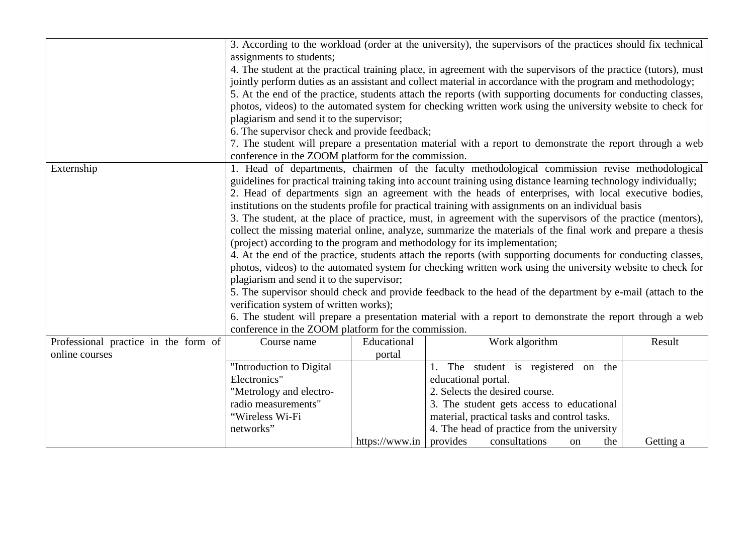| | | | | |
|---|---|---|---|---|
| | 3. According to the workload (order at the university), the supervisors of the practices should fix technical assignments to students;<br>4. The student at the practical training place, in agreement with the supervisors of the practice (tutors), must jointly perform duties as an assistant and collect material in accordance with the program and methodology;<br>5. At the end of the practice, students attach the reports (with supporting documents for conducting classes, photos, videos) to the automated system for checking written work using the university website to check for plagiarism and send it to the supervisor;<br>6. The supervisor check and provide feedback;<br>7. The student will prepare a presentation material with a report to demonstrate the report through a web conference in the ZOOM platform for the commission. | | | |
| Externship | 1. Head of departments, chairmen of the faculty methodological commission revise methodological guidelines for practical training taking into account training using distance learning technology individually;<br>2. Head of departments sign an agreement with the heads of enterprises, with local executive bodies, institutions on the students profile for practical training with assignments on an individual basis<br>3. The student, at the place of practice, must, in agreement with the supervisors of the practice (mentors), collect the missing material online, analyze, summarize the materials of the final work and prepare a thesis (project) according to the program and methodology for its implementation;<br>4. At the end of the practice, students attach the reports (with supporting documents for conducting classes, photos, videos) to the automated system for checking written work using the university website to check for plagiarism and send it to the supervisor;<br>5. The supervisor should check and provide feedback to the head of the department by e-mail (attach to the verification system of written works);<br>6. The student will prepare a presentation material with a report to demonstrate the report through a web conference in the ZOOM platform for the commission. | | | |
| Professional practice in the form of online courses | Course name | Educational portal | Work algorithm | Result |
| | "Introduction to Digital Electronics"<br>"Metrology and electro-radio measurements"<br>“Wireless Wi-Fi networks” | https://www.in | 1. The student is registered on the educational portal.<br>2. Selects the desired course.<br>3. The student gets access to educational material, practical tasks and control tasks.<br>4. The head of practice from the university provides consultations on the | Getting a |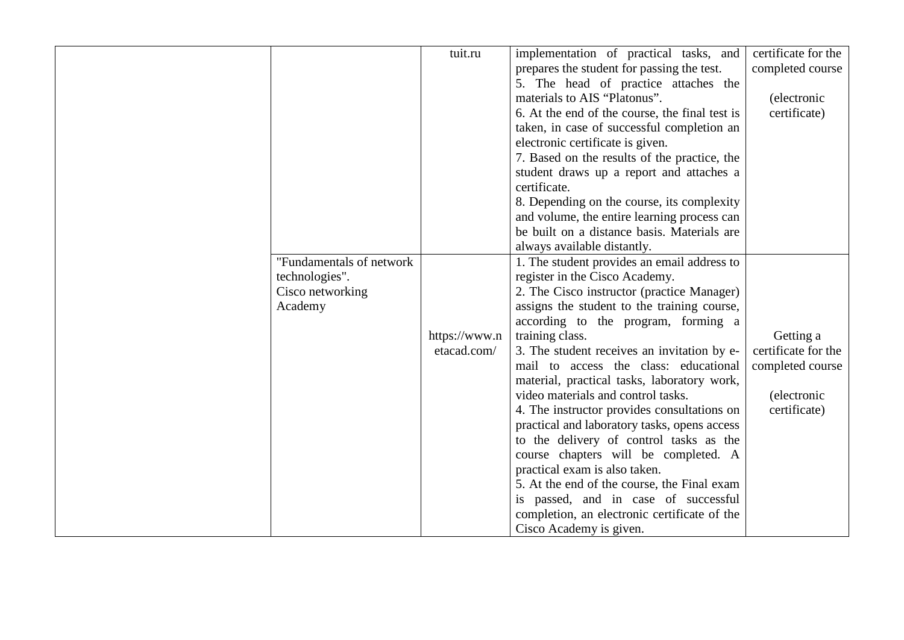| | | | | |
|---|---|---|---|---|
| | | tuit.ru | implementation of practical tasks, and prepares the student for passing the test.<br>5. The head of practice attaches the materials to AIS "Platonus".<br>6. At the end of the course, the final test is taken, in case of successful completion an electronic certificate is given.<br>7. Based on the results of the practice, the student draws up a report and attaches a certificate.<br>8. Depending on the course, its complexity and volume, the entire learning process can be built on a distance basis. Materials are always available distantly. | certificate for the completed course<br><br>(electronic certificate) |
| | "Fundamentals of network technologies". Cisco networking Academy | https://www.netacad.com/ | 1. The student provides an email address to register in the Cisco Academy.<br>2. The Cisco instructor (practice Manager) assigns the student to the training course, according to the program, forming a training class.<br>3. The student receives an invitation by e-mail to access the class: educational material, practical tasks, laboratory work, video materials and control tasks.<br>4. The instructor provides consultations on practical and laboratory tasks, opens access to the delivery of control tasks as the course chapters will be completed. A practical exam is also taken.<br>5. At the end of the course, the Final exam is passed, and in case of successful completion, an electronic certificate of the Cisco Academy is given. | Getting a certificate for the completed course<br><br>(electronic certificate) |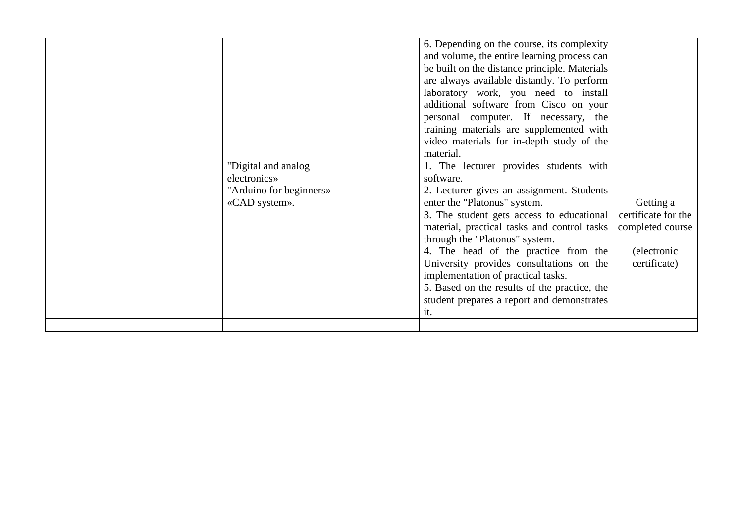| | | | | |
|---|---|---|---|---|
| | | | 6. Depending on the course, its complexity and volume, the entire learning process can be built on the distance principle. Materials are always available distantly. To perform laboratory work, you need to install additional software from Cisco on your personal computer. If necessary, the training materials are supplemented with video materials for in-depth study of the material. | |
| | "Digital and analog electronics» "Arduino for beginners» «CAD system». | | 1. The lecturer provides students with software.<br>2. Lecturer gives an assignment. Students enter the "Platonus" system.<br>3. The student gets access to educational material, practical tasks and control tasks through the "Platonus" system.<br>4. The head of the practice from the University provides consultations on the implementation of practical tasks.<br>5. Based on the results of the practice, the student prepares a report and demonstrates it. | Getting a certificate for the completed course<br><br>(electronic certificate) |
| | | | | |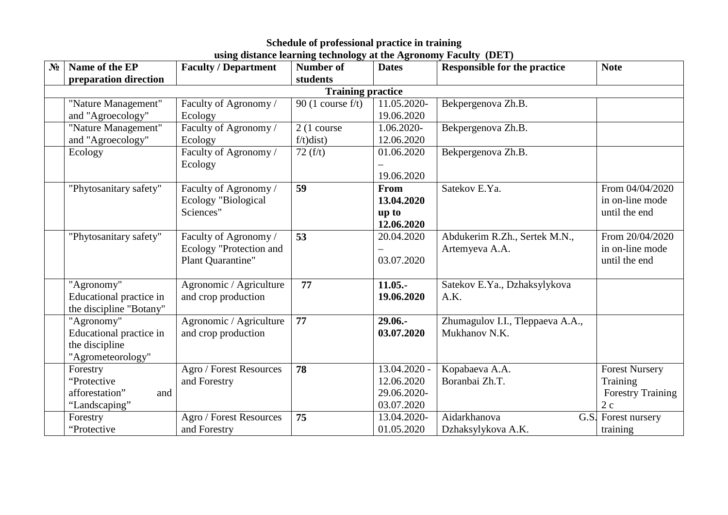**Schedule of professional practice in training using distance learning technology at the Agronomy Faculty (DET)**

| № | Name of the EP preparation direction | Faculty / Department | Number of students | Dates | Responsible for the practice | Note |
|---|---|---|---|---|---|---|
| **Training practice** | | | | | | |
| | "Nature Management" and "Agroecology" | Faculty of Agronomy / Ecology | 90 (1 course f/t) | 11.05.2020-19.06.2020 | Bekpergenova Zh.B. | |
| | "Nature Management" and "Agroecology" | Faculty of Agronomy / Ecology | 2 (1 course f/t)dist) | 1.06.2020-12.06.2020 | Bekpergenova Zh.B. | |
| | Ecology | Faculty of Agronomy / Ecology | 72 (f/t) | 01.06.2020 – 19.06.2020 | Bekpergenova Zh.B. | |
| | "Phytosanitary safety" | Faculty of Agronomy / Ecology "Biological Sciences" | **59** | **From 13.04.2020 up to 12.06.2020** | Satekov E.Ya. | From 04/04/2020 in on-line mode until the end |
| | "Phytosanitary safety" | Faculty of Agronomy / Ecology "Protection and Plant Quarantine" | **53** | 20.04.2020 – 03.07.2020 | Abdukerim R.Zh., Sertek M.N., Artemyeva A.A. | From 20/04/2020 in on-line mode until the end |
| | "Agronomy" Educational practice in the discipline "Botany" | Agronomic / Agriculture and crop production | **77** | **11.05.-19.06.2020** | Satekov E.Ya., Dzhaksylykova A.K. | |
| | "Agronomy" Educational practice in the discipline "Agrometeorology" | Agronomic / Agriculture and crop production | **77** | **29.06.-03.07.2020** | Zhumagulov I.I., Tleppaeva A.A., Mukhanov N.K. | |
| | Forestry "Protective afforestation" and "Landscaping" | Agro / Forest Resources and Forestry | **78** | 13.04.2020 - 12.06.2020 29.06.2020-03.07.2020 | Kopabaeva A.A. Boranbai Zh.T. | Forest Nursery Training Forestry Training 2 c |
| | Forestry "Protective | Agro / Forest Resources and Forestry | **75** | 13.04.2020-01.05.2020 | Aidarkhanova G.S. Dzhaksylykova A.K. | Forest nursery training |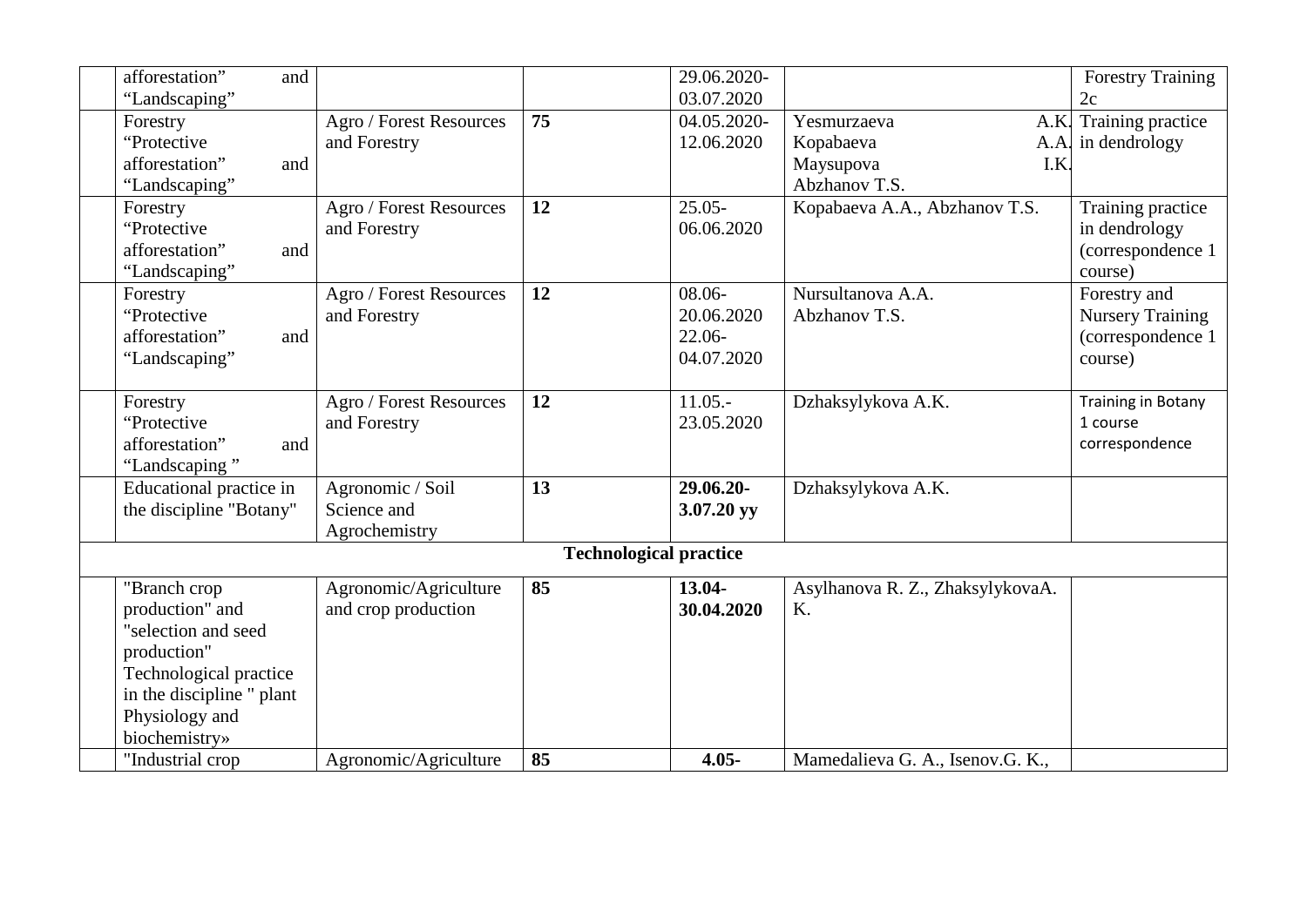| | | | | | | |
|---|---|---|---|---|---|---|
| | afforestation" and "Landscaping" | | | 29.06.2020-03.07.2020 | | Forestry Training 2c |
| | Forestry "Protective afforestation" and "Landscaping" | Agro / Forest Resources and Forestry | **75** | 04.05.2020-12.06.2020 | Yesmurzaeva A.K. Kopabaeva A.A. Maysupova I.K. Abzhanov T.S. | Training practice in dendrology |
| | Forestry "Protective afforestation" and "Landscaping" | Agro / Forest Resources and Forestry | **12** | 25.05-06.06.2020 | Kopabaeva A.A., Abzhanov T.S. | Training practice in dendrology (correspondence 1 course) |
| | Forestry "Protective afforestation" and "Landscaping" | Agro / Forest Resources and Forestry | **12** | 08.06-20.06.2020 22.06-04.07.2020 | Nursultanova A.A. Abzhanov T.S. | Forestry and Nursery Training (correspondence 1 course) |
| | Forestry "Protective afforestation" and "Landscaping " | Agro / Forest Resources and Forestry | **12** | 11.05.-23.05.2020 | Dzhaksylykova A.K. | Training in Botany 1 course correspondence |
| | Educational practice in the discipline "Botany" | Agronomic / Soil Science and Agrochemistry | **13** | **29.06.20-3.07.20 yy** | Dzhaksylykova A.K. | |
| | | | **Technological practice** | | | |
| | "Branch crop production" and "selection and seed production" Technological practice in the discipline " plant Physiology and biochemistry» | Agronomic/Agriculture and crop production | **85** | **13.04-30.04.2020** | Asylhanova R. Z., ZhaksylykovaA. K. | |
| | "Industrial crop | Agronomic/Agriculture | **85** | **4.05-** | Mamedalieva G. A., Isenov.G. K., | |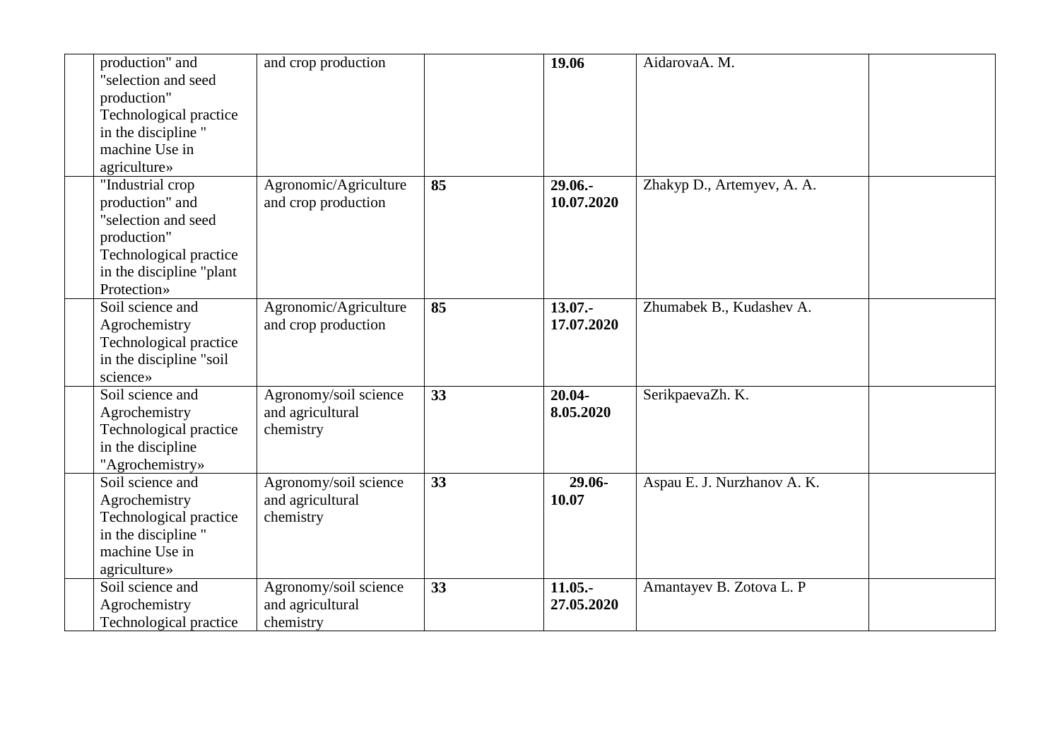| | | | | | | |
|---|---|---|---|---|---|---|
| | production" and "selection and seed production" Technological practice in the discipline " machine Use in agriculture» | and crop production | | **19.06** | AidarovaA. M. | |
| | "Industrial crop production" and "selection and seed production" Technological practice in the discipline "plant Protection» | Agronomic/Agriculture and crop production | **85** | **29.06.-10.07.2020** | Zhakyp D., Artemyev, A. A. | |
| | Soil science and Agrochemistry Technological practice in the discipline "soil science» | Agronomic/Agriculture and crop production | **85** | **13.07.-17.07.2020** | Zhumabek B., Kudashev A. | |
| | Soil science and Agrochemistry Technological practice in the discipline "Agrochemistry» | Agronomy/soil science and agricultural chemistry | **33** | **20.04-8.05.2020** | SerikpaevaZh. K. | |
| | Soil science and Agrochemistry Technological practice in the discipline " machine Use in agriculture» | Agronomy/soil science and agricultural chemistry | **33** | **29.06-10.07** | Aspau E. J. Nurzhanov A. K. | |
| | Soil science and Agrochemistry Technological practice | Agronomy/soil science and agricultural chemistry | **33** | **11.05.-27.05.2020** | Amantayev B. Zotova L. P | |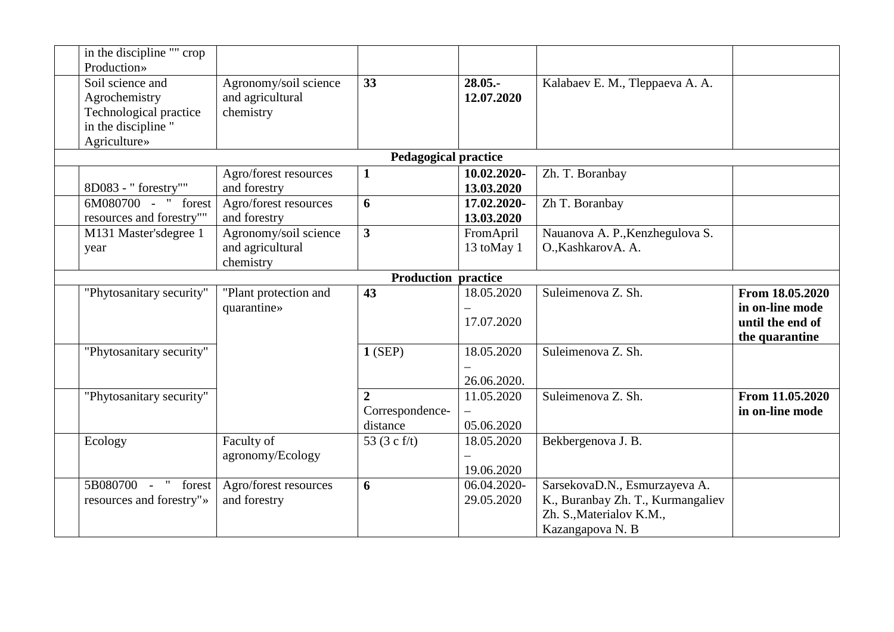| | | | | | | |
|---|---|---|---|---|---|---|
| | in the discipline "" crop Production» | | | | | |
| | Soil science and Agrochemistry Technological practice in the discipline " Agriculture» | Agronomy/soil science and agricultural chemistry | **33** | **28.05.-12.07.2020** | Kalabaev E. M., Tleppaeva A. A. | |
| **Pedagogical practice** | | | | | | |
| | 8D083 - " forestry"" | Agro/forest resources and forestry | **1** | **10.02.2020-13.03.2020** | Zh. T. Boranbay | |
| | 6M080700 - " forest resources and forestry"" | Agro/forest resources and forestry | **6** | **17.02.2020-13.03.2020** | Zh T. Boranbay | |
| | M131 Master'sdegree 1 year | Agronomy/soil science and agricultural chemistry | **3** | FromApril 13 toMay 1 | Nauanova A. P.,Kenzhegulova S. O.,KashkarovA. A. | |
| **Production practice** | | | | | | |
| | "Phytosanitary security" | "Plant protection and quarantine» | **43** | 18.05.2020 – 17.07.2020 | Suleimenova Z. Sh. | **From 18.05.2020 in on-line mode until the end of the quarantine** |
| | "Phytosanitary security" | | **1** (SEP) | 18.05.2020 – 26.06.2020. | Suleimenova Z. Sh. | |
| | "Phytosanitary security" | | **2** Correspondence-distance | 11.05.2020 – 05.06.2020 | Suleimenova Z. Sh. | **From 11.05.2020 in on-line mode** |
| | Ecology | Faculty of agronomy/Ecology | 53 (3 c f/t) | 18.05.2020 – 19.06.2020 | Bekbergenova J. B. | |
| | 5B080700 - " forest resources and forestry"» | Agro/forest resources and forestry | **6** | 06.04.2020-29.05.2020 | SarsekovaD.N., Esmurzayeva A. K., Buranbay Zh. T., Kurmangaliev Zh. S.,Materialov K.M., Kazangapova N. B | |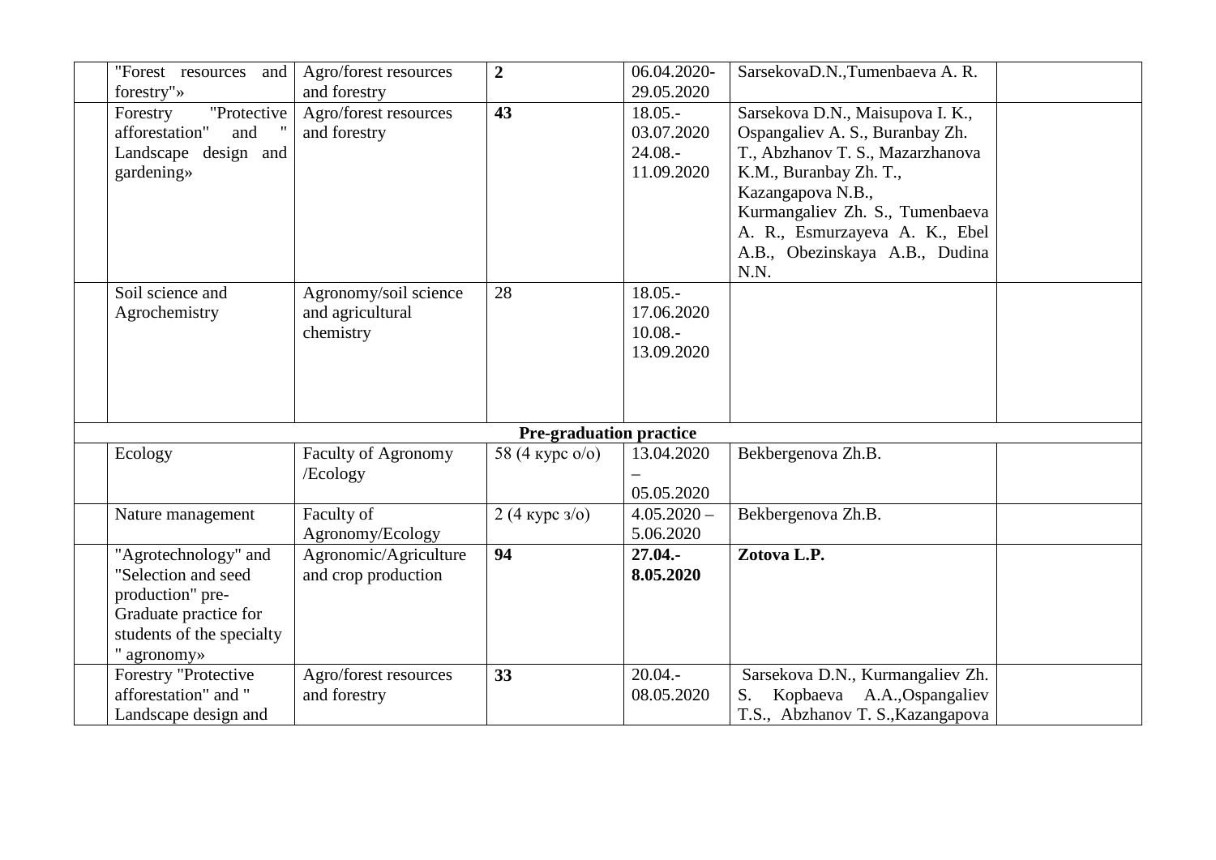| | | | | | | |
|---|---|---|---|---|---|---|
| | "Forest resources and forestry"» | Agro/forest resources and forestry | **2** | 06.04.2020-29.05.2020 | SarsekovaD.N.,Tumenbaeva A. R. | |
| | Forestry "Protective afforestation" and " Landscape design and gardening» | Agro/forest resources and forestry | **43** | 18.05.-03.07.2020 24.08.-11.09.2020 | Sarsekova D.N., Maisupova I. K., Ospangaliev A. S., Buranbay Zh. T., Abzhanov T. S., Mazarzhanova K.M., Buranbay Zh. T., Kazangapova N.B., Kurmangaliev Zh. S., Tumenbaeva A. R., Esmurzayeva A. K., Ebel A.B., Obezinskaya A.B., Dudina N.N. | |
| | Soil science and Agrochemistry | Agronomy/soil science and agricultural chemistry | 28 | 18.05.-17.06.2020 10.08.-13.09.2020 | | |
| **Pre-graduation practice** | | | | | | |
| | Ecology | Faculty of Agronomy /Ecology | 58 (4 курс о/о) | 13.04.2020 – 05.05.2020 | Bekbergenova Zh.B. | |
| | Nature management | Faculty of Agronomy/Ecology | 2 (4 курс з/о) | 4.05.2020 – 5.06.2020 | Bekbergenova Zh.B. | |
| | "Agrotechnology" and "Selection and seed production" pre-Graduate practice for students of the specialty " agronomy» | Agronomic/Agriculture and crop production | **94** | **27.04.-8.05.2020** | **Zotova L.P.** | |
| | Forestry "Protective afforestation" and " Landscape design and | Agro/forest resources and forestry | **33** | 20.04.-08.05.2020 | Sarsekova D.N., Kurmangaliev Zh. S. Kopbaeva A.A.,Ospangaliev T.S., Abzhanov T. S.,Kazangapova | |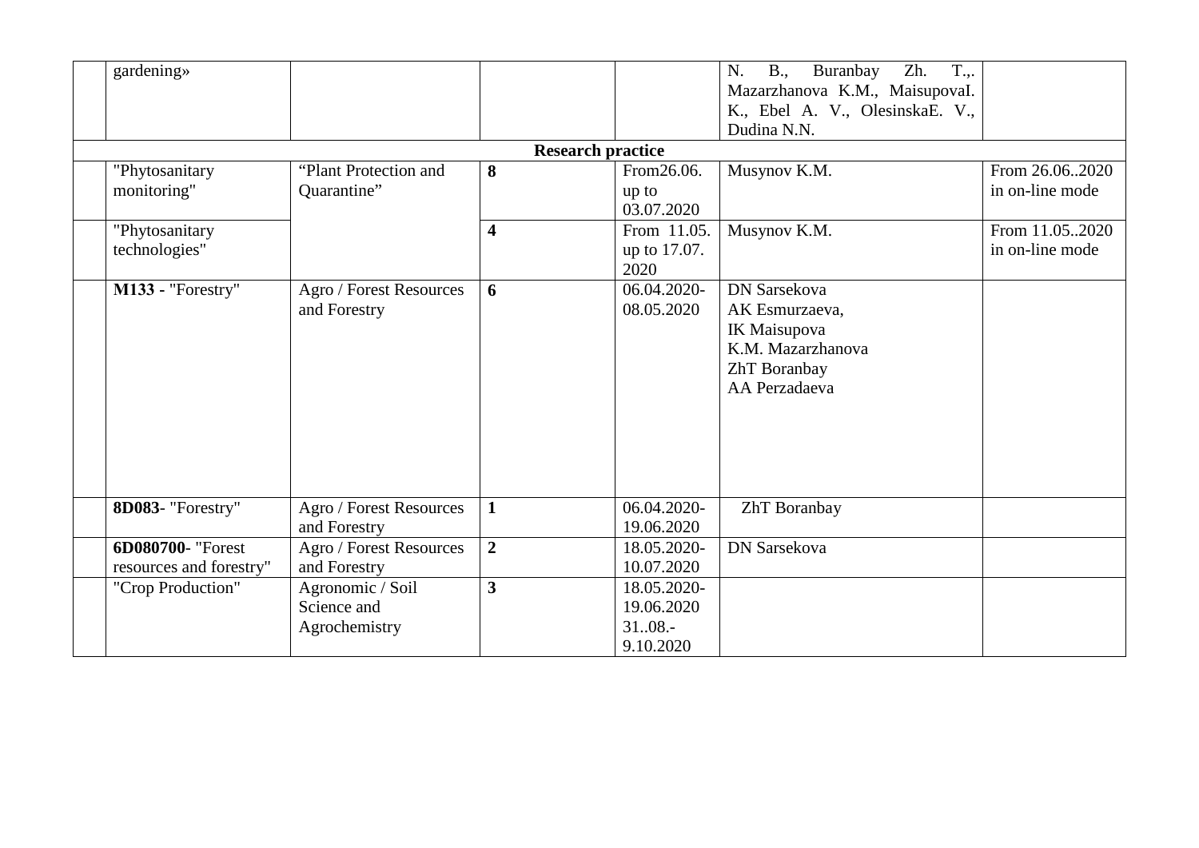| | | | | | | |
|---|---|---|---|---|---|---|
| | gardening» | | | | N. B., Buranbay Zh. T.,. Mazarzhanova K.M., MaisupovaI. K., Ebel A. V., OlesinskaE. V., Dudina N.N. | |
| **Research practice** | | | | | | |
| | "Phytosanitary monitoring" | "Plant Protection and Quarantine" | **8** | From26.06. up to 03.07.2020 | Musynov K.M. | From 26.06..2020 in on-line mode |
| | "Phytosanitary technologies" | | **4** | From 11.05. up to 17.07. 2020 | Musynov K.M. | From 11.05..2020 in on-line mode |
| | **M133 -** "Forestry" | Agro / Forest Resources and Forestry | **6** | 06.04.2020-08.05.2020 | DN Sarsekova<br>AK Esmurzaeva,<br>IK Maisupova<br>K.M. Mazarzhanova<br>ZhT Boranbay<br>AA Perzadaeva | |
| | **8D083**- "Forestry" | Agro / Forest Resources and Forestry | **1** | 06.04.2020-19.06.2020 | ZhT Boranbay | |
| | **6D080700**- "Forest resources and forestry" | Agro / Forest Resources and Forestry | **2** | 18.05.2020-10.07.2020 | DN Sarsekova | |
| | "Crop Production" | Agronomic / Soil Science and Agrochemistry | **3** | 18.05.2020-19.06.2020<br>31..08.-9.10.2020 | | |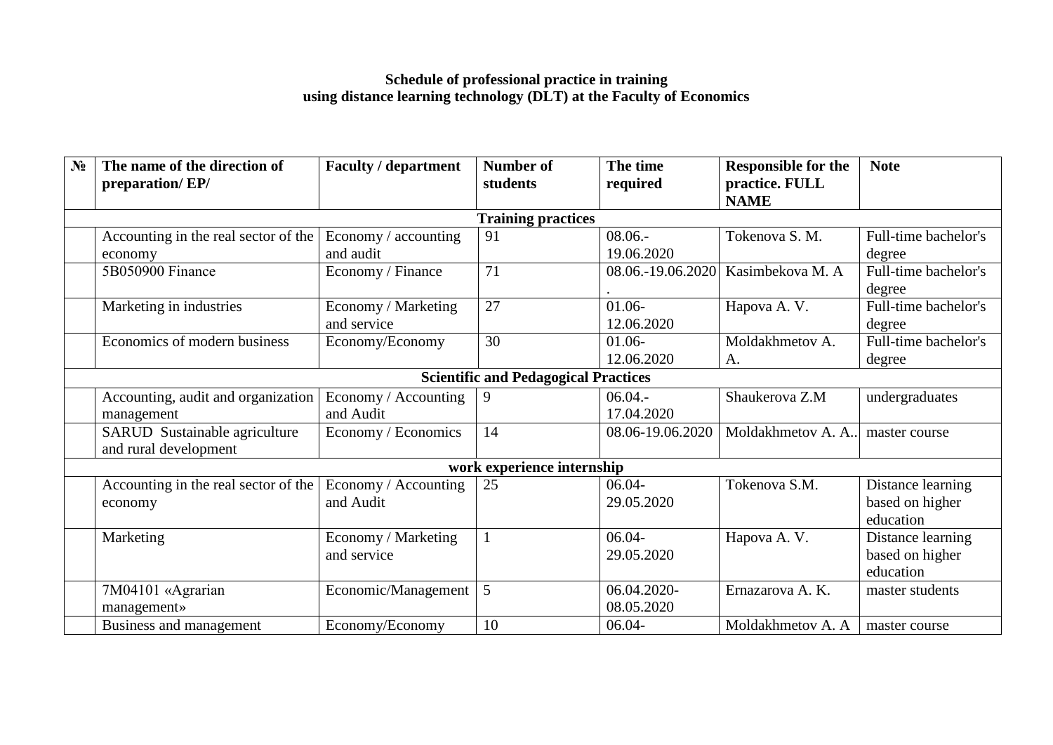**Schedule of professional practice in training using distance learning technology (DLT) at the Faculty of Economics**

| № | The name of the direction of preparation/ EP/ | Faculty / department | Number of students | The time required | Responsible for the practice. FULL NAME | Note |
|---|---|---|---|---|---|---|
| **Training practices** | | | | | | |
| | Accounting in the real sector of the economy | Economy / accounting and audit | 91 | 08.06.-19.06.2020 | Tokenova S. M. | Full-time bachelor's degree |
| | 5B050900 Finance | Economy / Finance | 71 | 08.06.-19.06.2020. | Kasimbekova M. A | Full-time bachelor's degree |
| | Marketing in industries | Economy / Marketing and service | 27 | 01.06-12.06.2020 | Hapova A. V. | Full-time bachelor's degree |
| | Economics of modern business | Economy/Economy | 30 | 01.06-12.06.2020 | Moldakhmetov A. A. | Full-time bachelor's degree |
| **Scientific and Pedagogical Practices** | | | | | | |
| | Accounting, audit and organization management | Economy / Accounting and Audit | 9 | 06.04.-17.04.2020 | Shaukerova Z.M | undergraduates |
| | SARUD Sustainable agriculture and rural development | Economy / Economics | 14 | 08.06-19.06.2020 | Moldakhmetov A. A.. | master course |
| **work experience internship** | | | | | | |
| | Accounting in the real sector of the economy | Economy / Accounting and Audit | 25 | 06.04-29.05.2020 | Tokenova S.M. | Distance learning based on higher education |
| | Marketing | Economy / Marketing and service | 1 | 06.04-29.05.2020 | Hapova A. V. | Distance learning based on higher education |
| | 7M04101 «Agrarian management» | Economic/Management | 5 | 06.04.2020-08.05.2020 | Ernazarova A. K. | master students |
| | Business and management | Economy/Economy | 10 | 06.04- | Moldakhmetov A. A | master course |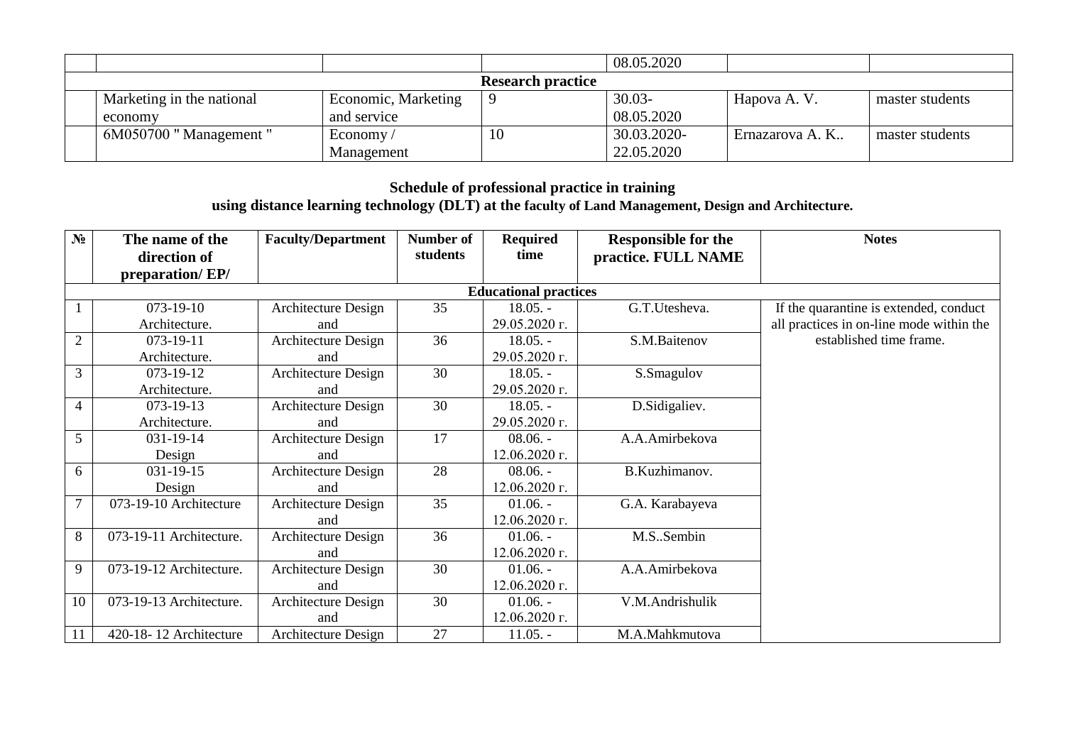|  |  |  |  | 08.05.2020 |  |  |
|---|---|---|---|---|---|---|
| **Research practice** | | | | | | |
|  | Marketing in the national economy | Economic, Marketing and service | 9 | 30.03-08.05.2020 | Hapova A. V. | master students |
|  | 6M050700 " Management " | Economy / Management | 10 | 30.03.2020-22.05.2020 | Ernazarova A. K.. | master students |

**Schedule of professional practice in training using distance learning technology (DLT) at the faculty of Land Management, Design and Architecture.**

| № | The name of the direction of preparation/ EP/ | Faculty/Department | Number of students | Required time | Responsible for the practice. FULL NAME | Notes |
|---|---|---|---|---|---|---|
| **Educational practices** | | | | | | |
| 1 | 073-19-10 Architecture. | Architecture Design and | 35 | 18.05. - 29.05.2020 г. | G.T.Utesheva. | If the quarantine is extended, conduct all practices in on-line mode within the established time frame. |
| 2 | 073-19-11 Architecture. | Architecture Design and | 36 | 18.05. - 29.05.2020 г. | S.M.Baitenov |  |
| 3 | 073-19-12 Architecture. | Architecture Design and | 30 | 18.05. - 29.05.2020 г. | S.Smagulov |  |
| 4 | 073-19-13 Architecture. | Architecture Design and | 30 | 18.05. - 29.05.2020 г. | D.Sidigaliev. |  |
| 5 | 031-19-14 Design | Architecture Design and | 17 | 08.06. - 12.06.2020 г. | A.A.Amirbekova |  |
| 6 | 031-19-15 Design | Architecture Design and | 28 | 08.06. - 12.06.2020 г. | B.Kuzhimanov. |  |
| 7 | 073-19-10 Architecture | Architecture Design and | 35 | 01.06. - 12.06.2020 г. | G.A. Karabayeva |  |
| 8 | 073-19-11 Architecture. | Architecture Design and | 36 | 01.06. - 12.06.2020 г. | M.S..Sembin |  |
| 9 | 073-19-12 Architecture. | Architecture Design and | 30 | 01.06. - 12.06.2020 г. | A.A.Amirbekova |  |
| 10 | 073-19-13 Architecture. | Architecture Design and | 30 | 01.06. - 12.06.2020 г. | V.M.Andrishulik |  |
| 11 | 420-18- 12 Architecture | Architecture Design | 27 | 11.05. - | M.A.Mahkmutova |  |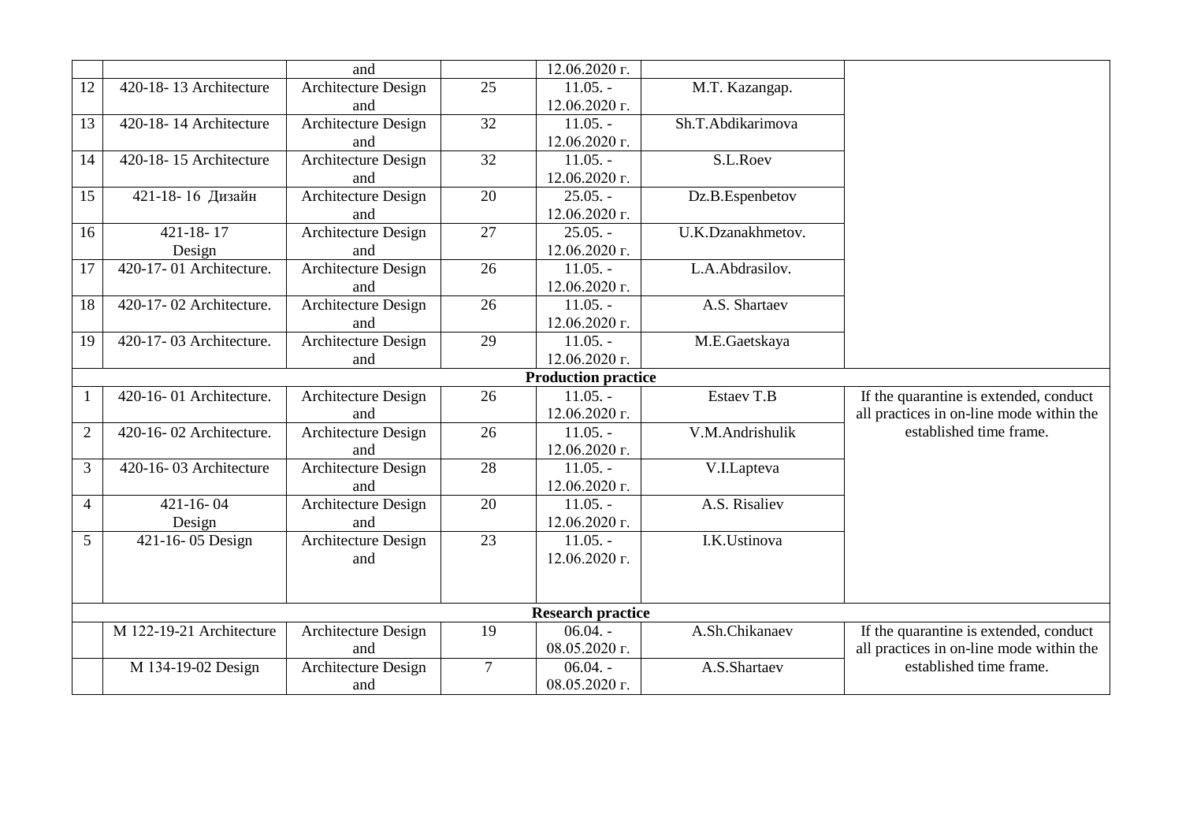|  |  | and |  | 12.06.2020 г. |  |  |
|---|---|---|---|---|---|---|
| 12 | 420-18- 13 Architecture | Architecture Design and | 25 | 11.05. - 12.06.2020 г. | M.T. Kazangap. |  |
| 13 | 420-18- 14 Architecture | Architecture Design and | 32 | 11.05. - 12.06.2020 г. | Sh.T.Abdikarimova |  |
| 14 | 420-18- 15 Architecture | Architecture Design and | 32 | 11.05. - 12.06.2020 г. | S.L.Roev |  |
| 15 | 421-18- 16 Дизайн | Architecture Design and | 20 | 25.05. - 12.06.2020 г. | Dz.B.Espenbetov |  |
| 16 | 421-18- 17 Design | Architecture Design and | 27 | 25.05. - 12.06.2020 г. | U.K.Dzanakhmetov. |  |
| 17 | 420-17- 01 Architecture. | Architecture Design and | 26 | 11.05. - 12.06.2020 г. | L.A.Abdrasilov. |  |
| 18 | 420-17- 02 Architecture. | Architecture Design and | 26 | 11.05. - 12.06.2020 г. | A.S. Shartaev |  |
| 19 | 420-17- 03 Architecture. | Architecture Design and | 29 | 11.05. - 12.06.2020 г. | M.E.Gaetskaya |  |
| **Production practice** |  |  |  |  |  |  |
| 1 | 420-16- 01 Architecture. | Architecture Design and | 26 | 11.05. - 12.06.2020 г. | Estaev T.B | If the quarantine is extended, conduct all practices in on-line mode within the established time frame. |
| 2 | 420-16- 02 Architecture. | Architecture Design and | 26 | 11.05. - 12.06.2020 г. | V.M.Andrishulik |  |
| 3 | 420-16- 03 Architecture | Architecture Design and | 28 | 11.05. - 12.06.2020 г. | V.I.Lapteva |  |
| 4 | 421-16- 04 Design | Architecture Design and | 20 | 11.05. - 12.06.2020 г. | A.S. Risaliev |  |
| 5 | 421-16- 05 Design | Architecture Design and | 23 | 11.05. - 12.06.2020 г. | I.K.Ustinova |  |
| **Research practice** |  |  |  |  |  |  |
|  | M 122-19-21 Architecture | Architecture Design and | 19 | 06.04. - 08.05.2020 г. | A.Sh.Chikanaev | If the quarantine is extended, conduct all practices in on-line mode within the established time frame. |
|  | M 134-19-02 Design | Architecture Design and | 7 | 06.04. - 08.05.2020 г. | A.S.Shartaev |  |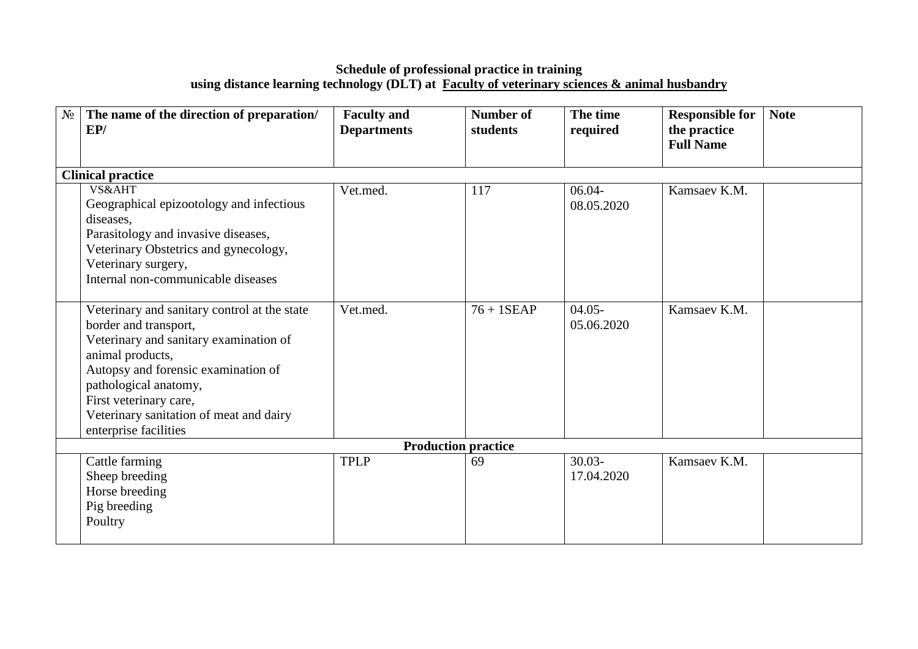**Schedule of professional practice in training using distance learning technology (DLT) at Faculty of veterinary sciences & animal husbandry**

| № | The name of the direction of preparation/ EP/ | Faculty and Departments | Number of students | The time required | Responsible for the practice Full Name | Note |
|---|---|---|---|---|---|---|
| **Clinical practice** | | | | | | |
| | VS&AHT<br>Geographical epizootology and infectious diseases,<br>Parasitology and invasive diseases,<br>Veterinary Obstetrics and gynecology,<br>Veterinary surgery,<br>Internal non-communicable diseases | Vet.med. | 117 | 06.04-08.05.2020 | Kamsaev K.M. | |
| | Veterinary and sanitary control at the state border and transport,<br>Veterinary and sanitary examination of animal products,<br>Autopsy and forensic examination of pathological anatomy,<br>First veterinary care,<br>Veterinary sanitation of meat and dairy enterprise facilities | Vet.med. | 76 + 1SEAP | 04.05-05.06.2020 | Kamsaev K.M. | |
| **Production practice** | | | | | | |
| | Cattle farming<br>Sheep breeding<br>Horse breeding<br>Pig breeding<br>Poultry | TPLP | 69 | 30.03-17.04.2020 | Kamsaev K.M. | |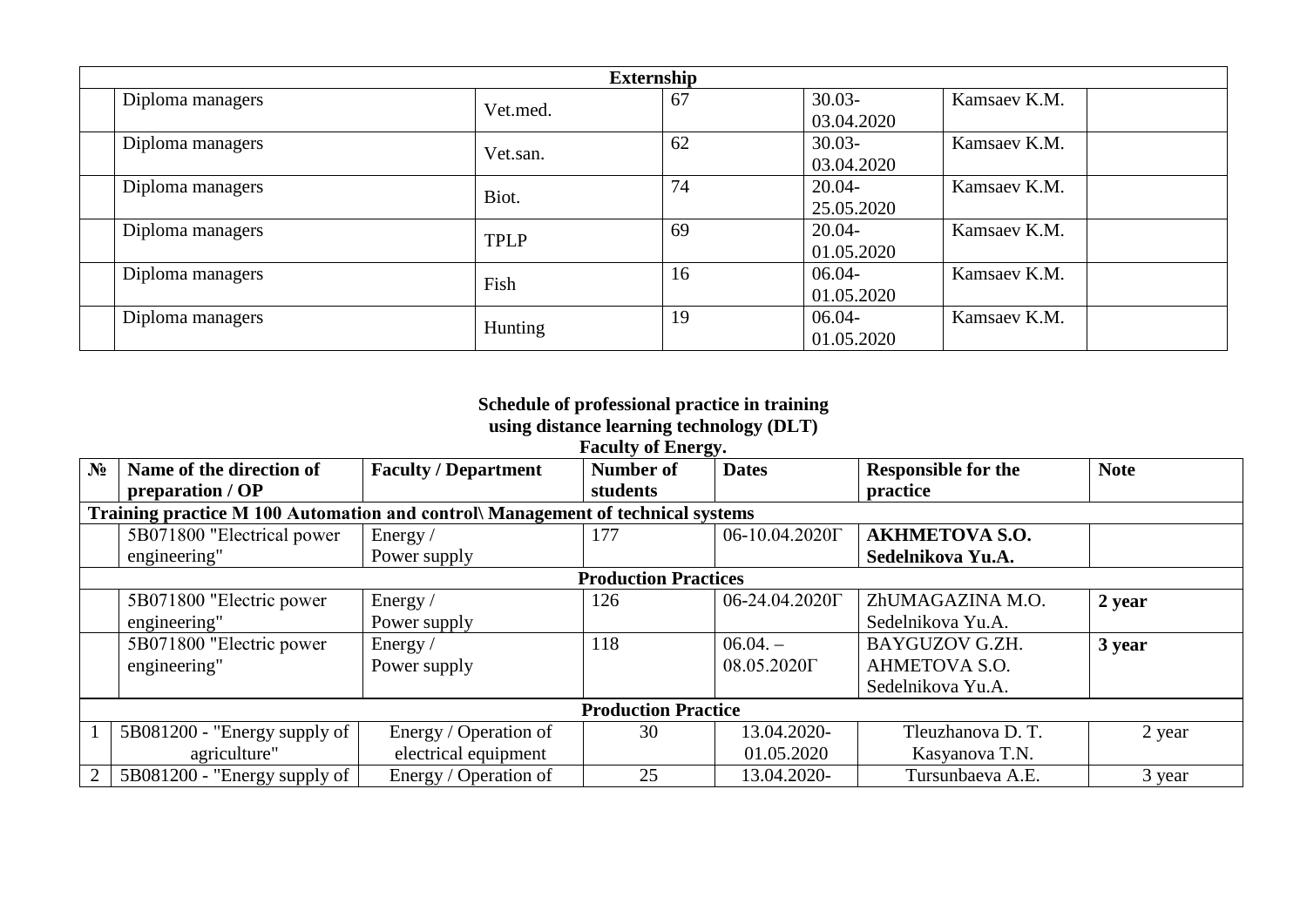| Externship | | | | | |
|---|---|---|---|---|---|
| | Diploma managers | Vet.med. | 67 | 30.03-03.04.2020 | Kamsaev K.M. | |
| | Diploma managers | Vet.san. | 62 | 30.03-03.04.2020 | Kamsaev K.M. | |
| | Diploma managers | Biot. | 74 | 20.04-25.05.2020 | Kamsaev K.M. | |
| | Diploma managers | TPLP | 69 | 20.04-01.05.2020 | Kamsaev K.M. | |
| | Diploma managers | Fish | 16 | 06.04-01.05.2020 | Kamsaev K.M. | |
| | Diploma managers | Hunting | 19 | 06.04-01.05.2020 | Kamsaev K.M. | |

**Schedule of professional practice in training using distance learning technology (DLT)**
**Faculty of Energy.**

| **№** | **Name of the direction of preparation / OP** | **Faculty / Department** | **Number of students** | **Dates** | **Responsible for the practice** | **Note** |
|---|---|---|---|---|---|---|
| **Training practice M 100 Automation and control\ Management of technical systems** | | | | | | |
| | 5B071800 "Electrical power engineering" | Energy / Power supply | 177 | 06-10.04.2020Г | **AKHMETOVA S.O.** **Sedelnikova Yu.A.** | |
| **Production Practices** | | | | | | |
| | 5B071800 "Electric power engineering" | Energy / Power supply | 126 | 06-24.04.2020Г | ZhUMAGAZINA M.O. Sedelnikova Yu.A. | **2 year** |
| | 5B071800 "Electric power engineering" | Energy / Power supply | 118 | 06.04. – 08.05.2020Г | BAYGUZOV G.ZH. AHMETOVA S.O. Sedelnikova Yu.A. | **3 year** |
| **Production Practice** | | | | | | |
| 1 | 5B081200 - "Energy supply of agriculture" | Energy / Operation of electrical equipment | 30 | 13.04.2020-01.05.2020 | Tleuzhanova D. T. Kasyanova T.N. | 2 year |
| 2 | 5B081200 - "Energy supply of | Energy / Operation of | 25 | 13.04.2020- | Tursunbaeva A.E. | 3 year |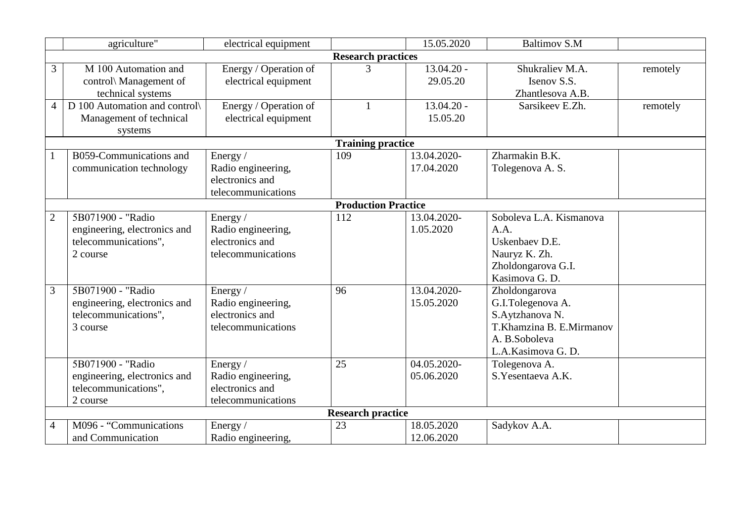| | | | | | | |
|---|---|---|---|---|---|---|
| | agriculture" | electrical equipment | | 15.05.2020 | Baltimov S.M | |
| **Research practices** | | | | | | |
| 3 | M 100 Automation and control\ Management of technical systems | Energy / Operation of electrical equipment | 3 | 13.04.20 - 29.05.20 | Shukraliev M.A. Isenov S.S. Zhantlesova A.B. | remotely |
| 4 | D 100 Automation and control\ Management of technical systems | Energy / Operation of electrical equipment | 1 | 13.04.20 - 15.05.20 | Sarsikeev E.Zh. | remotely |
| **Training practice** | | | | | | |
| 1 | B059-Communications and communication technology | Energy / Radio engineering, electronics and telecommunications | 109 | 13.04.2020- 17.04.2020 | Zharmakin B.K. Tolegenova A. S. | |
| **Production Practice** | | | | | | |
| 2 | 5B071900 - "Radio engineering, electronics and telecommunications", 2 course | Energy / Radio engineering, electronics and telecommunications | 112 | 13.04.2020- 1.05.2020 | Soboleva L.A. Kismanova A.A. Uskenbaev D.E. Nauryz K. Zh. Zholdongarova G.I. Kasimova G. D. | |
| 3 | 5B071900 - "Radio engineering, electronics and telecommunications", 3 course | Energy / Radio engineering, electronics and telecommunications | 96 | 13.04.2020- 15.05.2020 | Zholdongarova G.I.Tolegenova A. S.Aytzhanova N. T.Khamzina B. E.Mirmanov A. B.Soboleva L.A.Kasimova G. D. | |
| | 5B071900 - "Radio engineering, electronics and telecommunications", 2 course | Energy / Radio engineering, electronics and telecommunications | 25 | 04.05.2020- 05.06.2020 | Tolegenova A. S.Yesentaeva A.K. | |
| **Research practice** | | | | | | |
| 4 | M096 - "Communications and Communication | Energy / Radio engineering, | 23 | 18.05.2020 12.06.2020 | Sadykov A.A. | |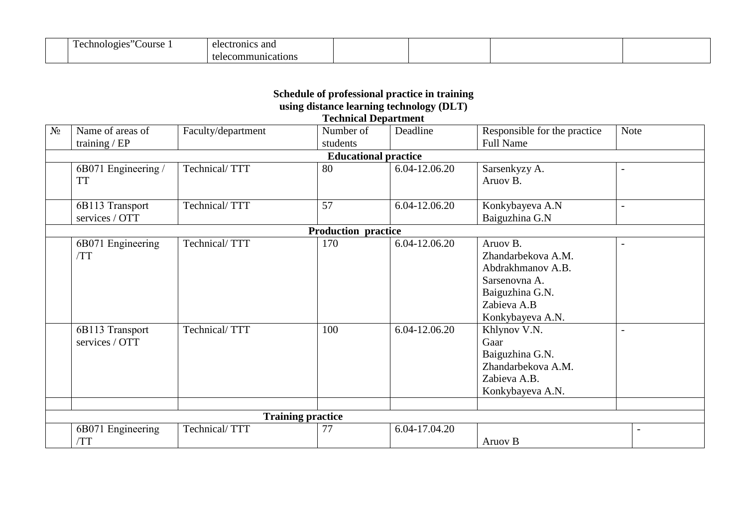| | Technologies"Course 1 | electronics and telecommunications | | | | |
|---|---|---|---|---|---|---|

**Schedule of professional practice in training using distance learning technology (DLT)**
**Technical Department**

| № | Name of areas of training / EP | Faculty/department | Number of students | Deadline | Responsible for the practice Full Name | Note |
|---|---|---|---|---|---|---|
| **Educational practice** | | | | | | |
| | 6B071 Engineering / TT | Technical/ TTT | 80 | 6.04-12.06.20 | Sarsenkyzy A.<br>Aruov B. | - |
| | 6B113 Transport services / OTT | Technical/ TTT | 57 | 6.04-12.06.20 | Konkybayeva A.N<br>Baiguzhina G.N | - |
| **Production practice** | | | | | | |
| | 6B071 Engineering /TT | Technical/ TTT | 170 | 6.04-12.06.20 | Aruov B.<br>Zhandarbekova A.M.<br>Abdrakhmanov A.B.<br>Sarsenovna A.<br>Baiguzhina G.N.<br>Zabieva A.B<br>Konkybayeva A.N. | - |
| | 6B113 Transport services / OTT | Technical/ TTT | 100 | 6.04-12.06.20 | Khlynov V.N.<br>Gaar<br>Baiguzhina G.N.<br>Zhandarbekova A.M.<br>Zabieva A.B.<br>Konkybayeva A.N. | - |
| | | | | | | |
| **Training practice** | | | | | | |
| | 6B071 Engineering /TT | Technical/ TTT | 77 | 6.04-17.04.20 | Aruov B | - |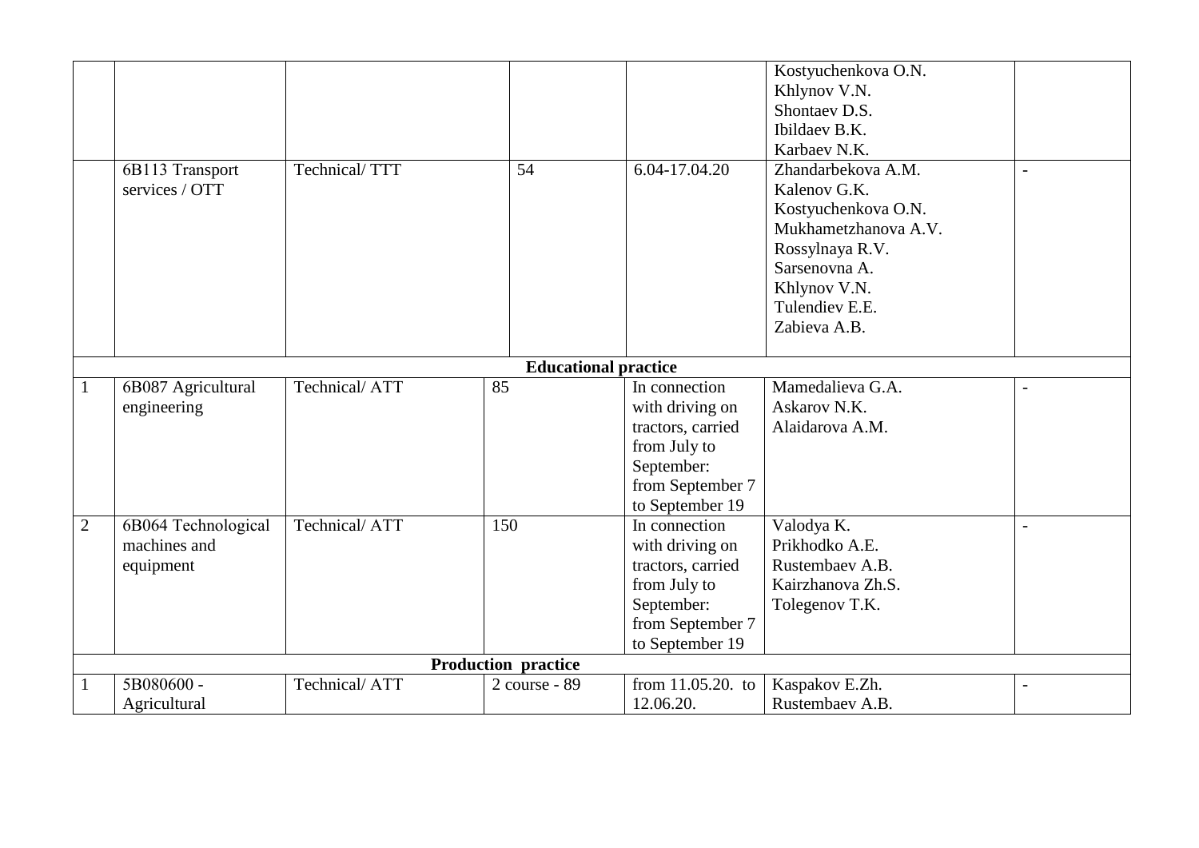| | | | | | | |
|---|---|---|---|---|---|---|
| | | | | | Kostyuchenkova O.N.<br>Khlynov V.N.<br>Shontaev D.S.<br>Ibildaev B.K.<br>Karbaev N.K. | |
| | 6B113 Transport services / OTT | Technical/ TTT | 54 | 6.04-17.04.20 | Zhandarbekova A.M.<br>Kalenov G.K.<br>Kostyuchenkova O.N.<br>Mukhametzhanova A.V.<br>Rossylnaya R.V.<br>Sarsenovna A.<br>Khlynov V.N.<br>Tulendiev E.E.<br>Zabieva A.B. | - |
| **Educational practice** | | | | | | |
| 1 | 6B087 Agricultural engineering | Technical/ ATT | 85 | In connection with driving on tractors, carried from July to September: from September 7 to September 19 | Mamedalieva G.A.<br>Askarov N.K.<br>Alaidarova A.M. | - |
| 2 | 6B064 Technological machines and equipment | Technical/ ATT | 150 | In connection with driving on tractors, carried from July to September: from September 7 to September 19 | Valodya K.<br>Prikhodko A.E.<br>Rustembaev A.B.<br>Kairzhanova Zh.S.<br>Tolegenov T.K. | - |
| **Production practice** | | | | | | |
| 1 | 5B080600 - Agricultural | Technical/ ATT | 2 course - 89 | from 11.05.20. to 12.06.20. | Kaspakov E.Zh.<br>Rustembaev A.B. | - |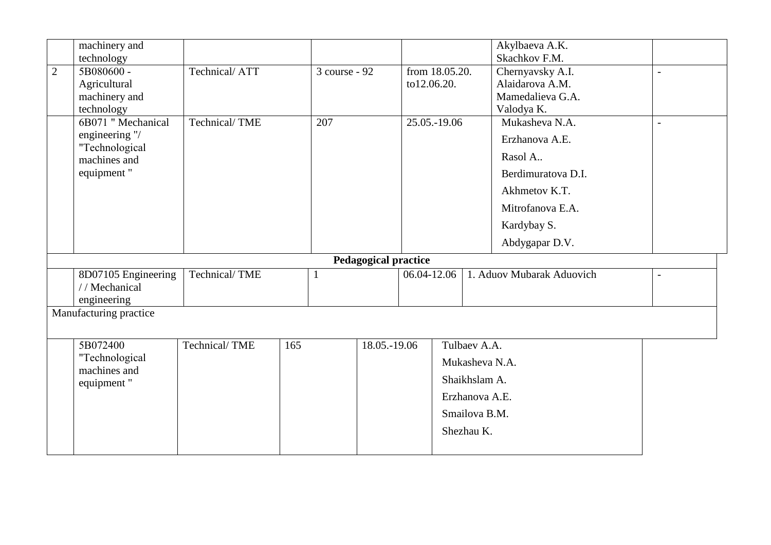|  |  |  |  |  |  |  |
|---|---|---|---|---|---|---|
|  | machinery and technology |  |  |  | Akylbaeva A.K.<br>Skachkov F.M. |  |
| 2 | 5B080600 - Agricultural machinery and technology | Technical/ ATT | 3 course - 92 | from 18.05.20. to12.06.20. | Chernyavsky A.I.<br>Alaidarova A.M.<br>Mamedalieva G.A.<br>Valodya K. | - |
|  | 6B071 " Mechanical engineering "/ "Technological machines and equipment " | Technical/ TME | 207 | 25.05.-19.06 | Mukasheva N.A.<br>Erzhanova A.E.<br>Rasol A..<br>Berdimuratova D.I.<br>Akhmetov K.T.<br>Mitrofanova E.A.<br>Kardybay S.<br>Abdygapar D.V. | - |
| **Pedagogical practice** |  |  |  |  |  |  |
|  | 8D07105 Engineering / / Mechanical engineering | Technical/ TME | 1 | 06.04-12.06 | 1. Aduov Mubarak Aduovich | - |
| Manufacturing practice |  |  |  |  |  |  |
|  | 5B072400 "Technological machines and equipment " | Technical/ TME | 165 | 18.05.-19.06 | Tulbaev A.A.<br>Mukasheva N.A.<br>Shaikhslam A.<br>Erzhanova A.E.<br>Smailova B.M.<br>Shezhau K. |  |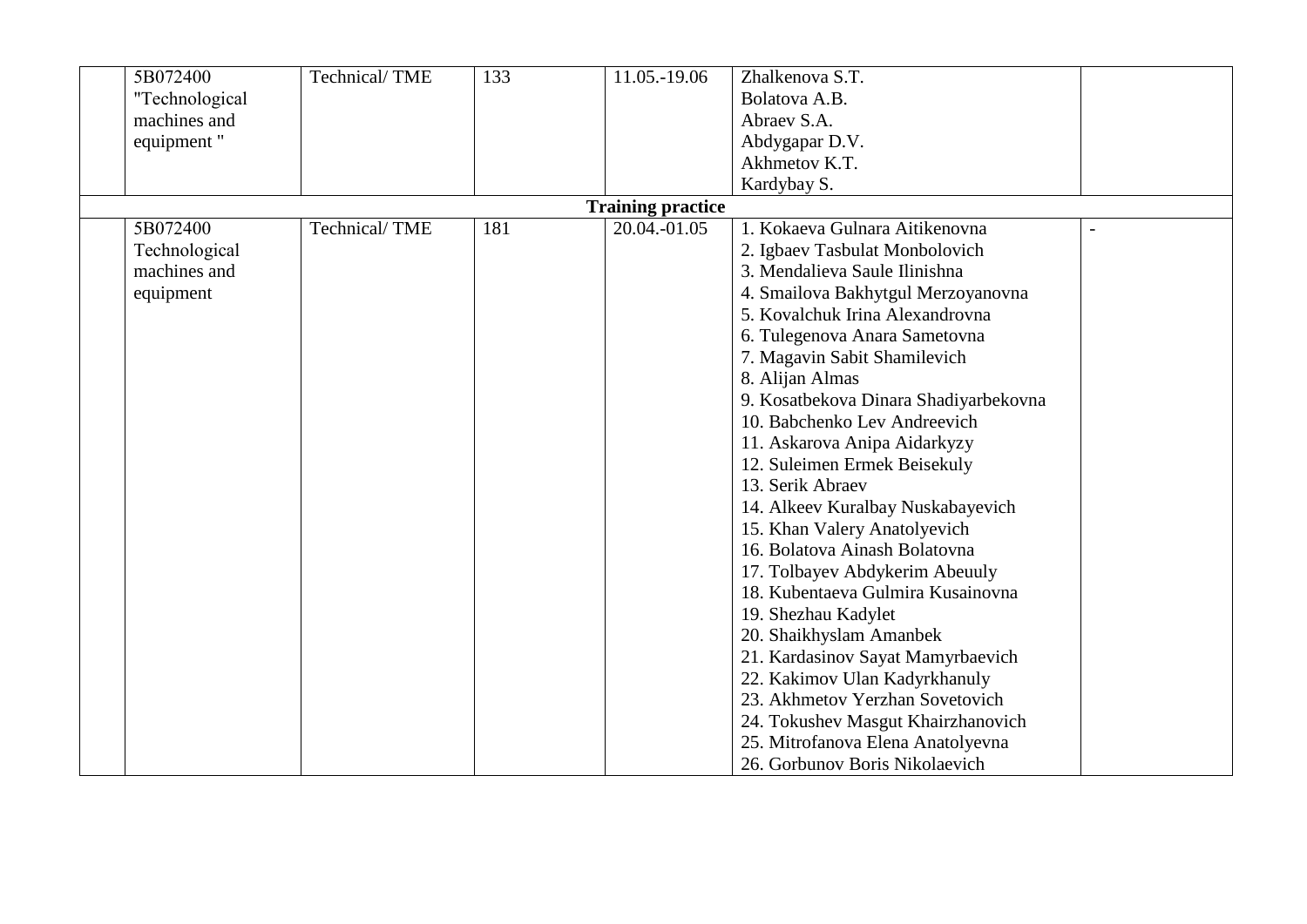| | | | | | | |
|---|---|---|---|---|---|---|
| | 5B072400 "Technological machines and equipment " | Technical/ TME | 133 | 11.05.-19.06 | Zhalkenova S.T.<br>Bolatova A.B.<br>Abraev S.A.<br>Abdygapar D.V.<br>Akhmetov K.T.<br>Kardybay S. | |
| | | | | **Training practice** | | |
| | 5B072400 Technological machines and equipment | Technical/ TME | 181 | 20.04.-01.05 | 1. Kokaeva Gulnara Aitikenovna<br>2. Igbaev Tasbulat Monbolovich<br>3. Mendalieva Saule Ilinishna<br>4. Smailova Bakhytgul Merzoyanovna<br>5. Kovalchuk Irina Alexandrovna<br>6. Tulegenova Anara Sametovna<br>7. Magavin Sabit Shamilevich<br>8. Alijan Almas<br>9. Kosatbekova Dinara Shadiyarbekovna<br>10. Babchenko Lev Andreevich<br>11. Askarova Anipa Aidarkyzy<br>12. Suleimen Ermek Beisekuly<br>13. Serik Abraev<br>14. Alkeev Kuralbay Nuskabayevich<br>15. Khan Valery Anatolyevich<br>16. Bolatova Ainash Bolatovna<br>17. Tolbayev Abdykerim Abeuuly<br>18. Kubentaeva Gulmira Kusainovna<br>19. Shezhau Kadylet<br>20. Shaikhyslam Amanbek<br>21. Kardasinov Sayat Mamyrbaevich<br>22. Kakimov Ulan Kadyrkhanuly<br>23. Akhmetov Yerzhan Sovetovich<br>24. Tokushev Masgut Khairzhanovich<br>25. Mitrofanova Elena Anatolyevna<br>26. Gorbunov Boris Nikolaevich | - |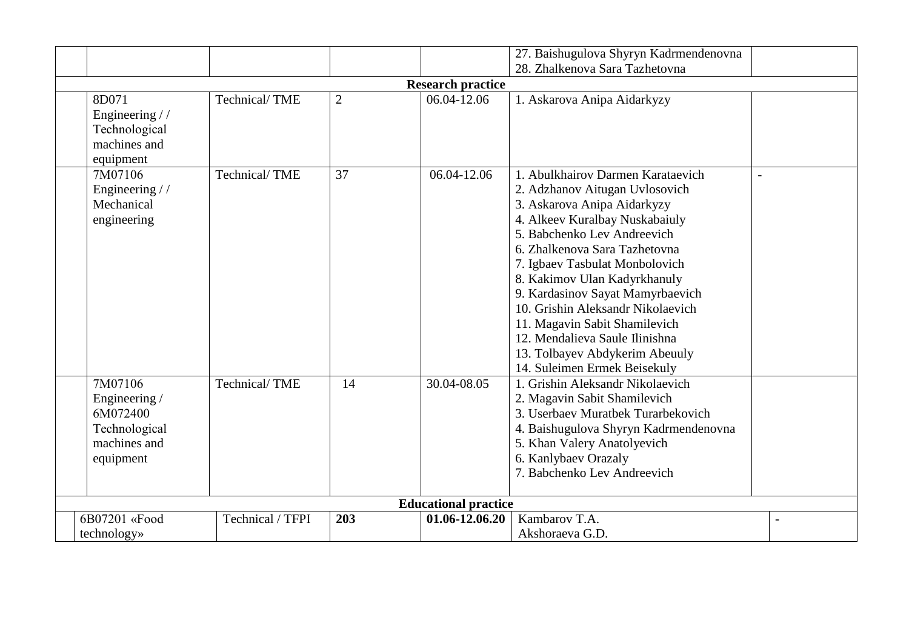| | | | | | | |
|---|---|---|---|---|---|---|
| | | | | | 27. Baishugulova Shyryn Kadrmendenovna<br>28. Zhalkenova Sara Tazhetovna | |
| **Research practice** | | | | | | |
| | 8D071 Engineering / / Technological machines and equipment | Technical/ TME | 2 | 06.04-12.06 | 1. Askarova Anipa Aidarkyzy | |
| | 7M07106 Engineering / / Mechanical engineering | Technical/ TME | 37 | 06.04-12.06 | 1. Abulkhairov Darmen Karataevich<br>2. Adzhanov Aitugan Uvlosovich<br>3. Askarova Anipa Aidarkyzy<br>4. Alkeev Kuralbay Nuskabaiuly<br>5. Babchenko Lev Andreevich<br>6. Zhalkenova Sara Tazhetovna<br>7. Igbaev Tasbulat Monbolovich<br>8. Kakimov Ulan Kadyrkhanuly<br>9. Kardasinov Sayat Mamyrbaevich<br>10. Grishin Aleksandr Nikolaevich<br>11. Magavin Sabit Shamilevich<br>12. Mendalieva Saule Ilinishna<br>13. Tolbayev Abdykerim Abeuuly<br>14. Suleimen Ermek Beisekuly | - |
| | 7M07106 Engineering / 6M072400 Technological machines and equipment | Technical/ TME | 14 | 30.04-08.05 | 1. Grishin Aleksandr Nikolaevich<br>2. Magavin Sabit Shamilevich<br>3. Userbaev Muratbek Turarbekovich<br>4. Baishugulova Shyryn Kadrmendenovna<br>5. Khan Valery Anatolyevich<br>6. Kanlybaev Orazaly<br>7. Babchenko Lev Andreevich | |
| **Educational practice** | | | | | | |
| | 6B07201 «Food technology» | Technical / TFPI | **203** | **01.06-12.06.20** | Kambarov T.A.<br>Akshoraeva G.D. | - |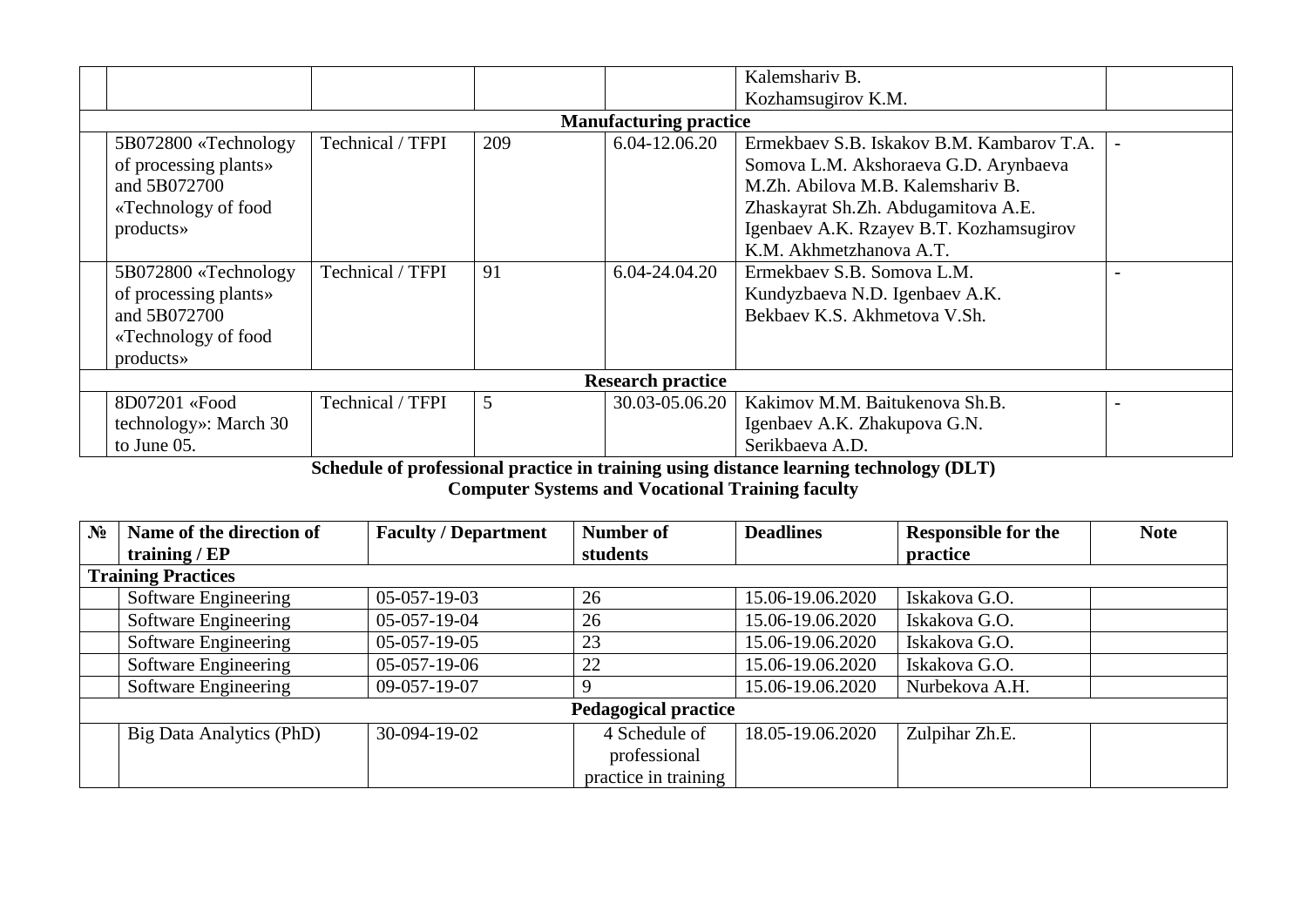| | | | | | | |
|---|---|---|---|---|---|---|
| | | | | | Kalemshariv B. Kozhamsugirov K.M. | |
| **Manufacturing practice** | | | | | | |
| | 5B072800 «Technology of processing plants» and 5B072700 «Technology of food products» | Technical / TFPI | 209 | 6.04-12.06.20 | Ermekbaev S.B. Iskakov B.M. Kambarov T.A. Somova L.M. Akshoraeva G.D. Arynbaeva M.Zh. Abilova M.B. Kalemshariv B. Zhaskayrat Sh.Zh. Abdugamitova A.E. Igenbaev A.K. Rzayev B.T. Kozhamsugirov K.M. Akhmetzhanova A.T. | - |
| | 5B072800 «Technology of processing plants» and 5B072700 «Technology of food products» | Technical / TFPI | 91 | 6.04-24.04.20 | Ermekbaev S.B. Somova L.M. Kundyzbaeva N.D. Igenbaev A.K. Bekbaev K.S. Akhmetova V.Sh. | - |
| **Research practice** | | | | | | |
| | 8D07201 «Food technology»: March 30 to June 05. | Technical / TFPI | 5 | 30.03-05.06.20 | Kakimov M.M. Baitukenova Sh.B. Igenbaev A.K. Zhakupova G.N. Serikbaeva A.D. | - |

**Schedule of professional practice in training using distance learning technology (DLT)**
**Computer Systems and Vocational Training faculty**

| № | Name of the direction of training / EP | Faculty / Department | Number of students | Deadlines | Responsible for the practice | Note |
|---|---|---|---|---|---|---|
| **Training Practices** | | | | | | |
| | Software Engineering | 05-057-19-03 | 26 | 15.06-19.06.2020 | Iskakova G.O. | |
| | Software Engineering | 05-057-19-04 | 26 | 15.06-19.06.2020 | Iskakova G.O. | |
| | Software Engineering | 05-057-19-05 | 23 | 15.06-19.06.2020 | Iskakova G.O. | |
| | Software Engineering | 05-057-19-06 | 22 | 15.06-19.06.2020 | Iskakova G.O. | |
| | Software Engineering | 09-057-19-07 | 9 | 15.06-19.06.2020 | Nurbekova A.H. | |
| **Pedagogical practice** | | | | | | |
| | Big Data Analytics (PhD) | 30-094-19-02 | 4 Schedule of professional practice in training | 18.05-19.06.2020 | Zulpihar Zh.E. | |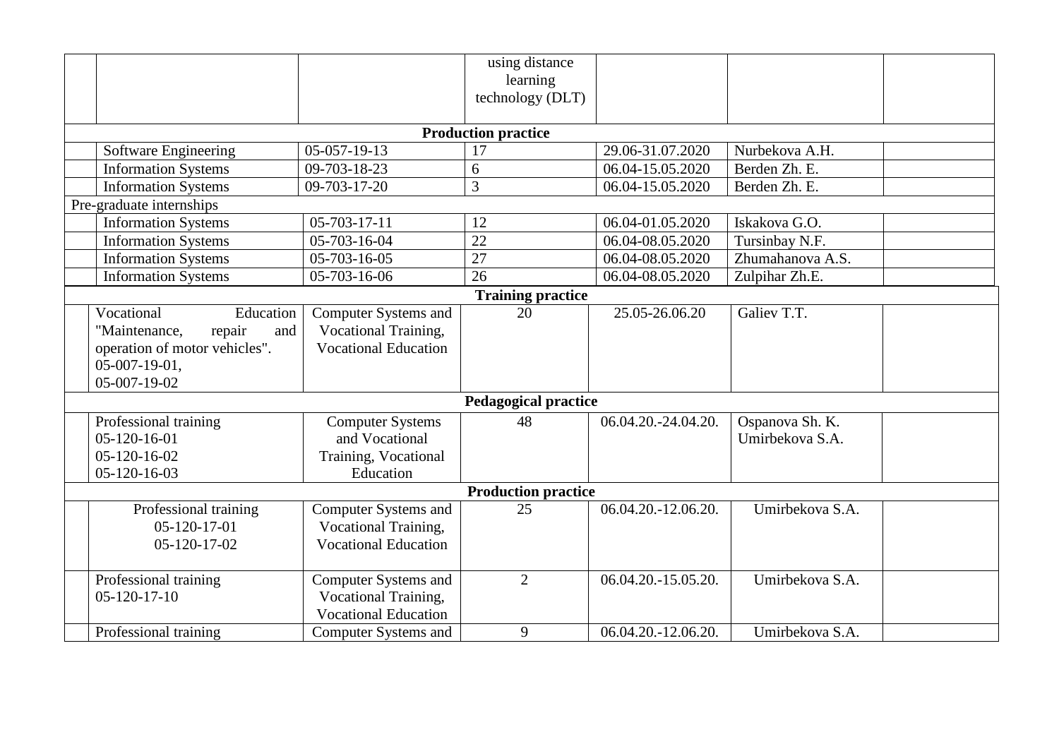| | | | using distance learning technology (DLT) | | | |
|---|---|---|---|---|---|---|
| **Production practice** | | | | | | |
| | Software Engineering | 05-057-19-13 | 17 | 29.06-31.07.2020 | Nurbekova A.H. | |
| | Information Systems | 09-703-18-23 | 6 | 06.04-15.05.2020 | Berden Zh. E. | |
| | Information Systems | 09-703-17-20 | 3 | 06.04-15.05.2020 | Berden Zh. E. | |
| Pre-graduate internships | | | | | | |
| | Information Systems | 05-703-17-11 | 12 | 06.04-01.05.2020 | Iskakova G.O. | |
| | Information Systems | 05-703-16-04 | 22 | 06.04-08.05.2020 | Tursinbay N.F. | |
| | Information Systems | 05-703-16-05 | 27 | 06.04-08.05.2020 | Zhumahanova A.S. | |
| | Information Systems | 05-703-16-06 | 26 | 06.04-08.05.2020 | Zulpihar Zh.E. | |
| **Training practice** | | | | | | |
| | Vocational Education "Maintenance, repair and operation of motor vehicles". 05-007-19-01, 05-007-19-02 | Computer Systems and Vocational Training, Vocational Education | 20 | 25.05-26.06.20 | Galiev T.T. | |
| **Pedagogical practice** | | | | | | |
| | Professional training 05-120-16-01 05-120-16-02 05-120-16-03 | Computer Systems and Vocational Training, Vocational Education | 48 | 06.04.20.-24.04.20. | Ospanova Sh. K. Umirbekova S.A. | |
| **Production practice** | | | | | | |
| | Professional training 05-120-17-01 05-120-17-02 | Computer Systems and Vocational Training, Vocational Education | 25 | 06.04.20.-12.06.20. | Umirbekova S.A. | |
| | Professional training 05-120-17-10 | Computer Systems and Vocational Training, Vocational Education | 2 | 06.04.20.-15.05.20. | Umirbekova S.A. | |
| | Professional training | Computer Systems and | 9 | 06.04.20.-12.06.20. | Umirbekova S.A. | |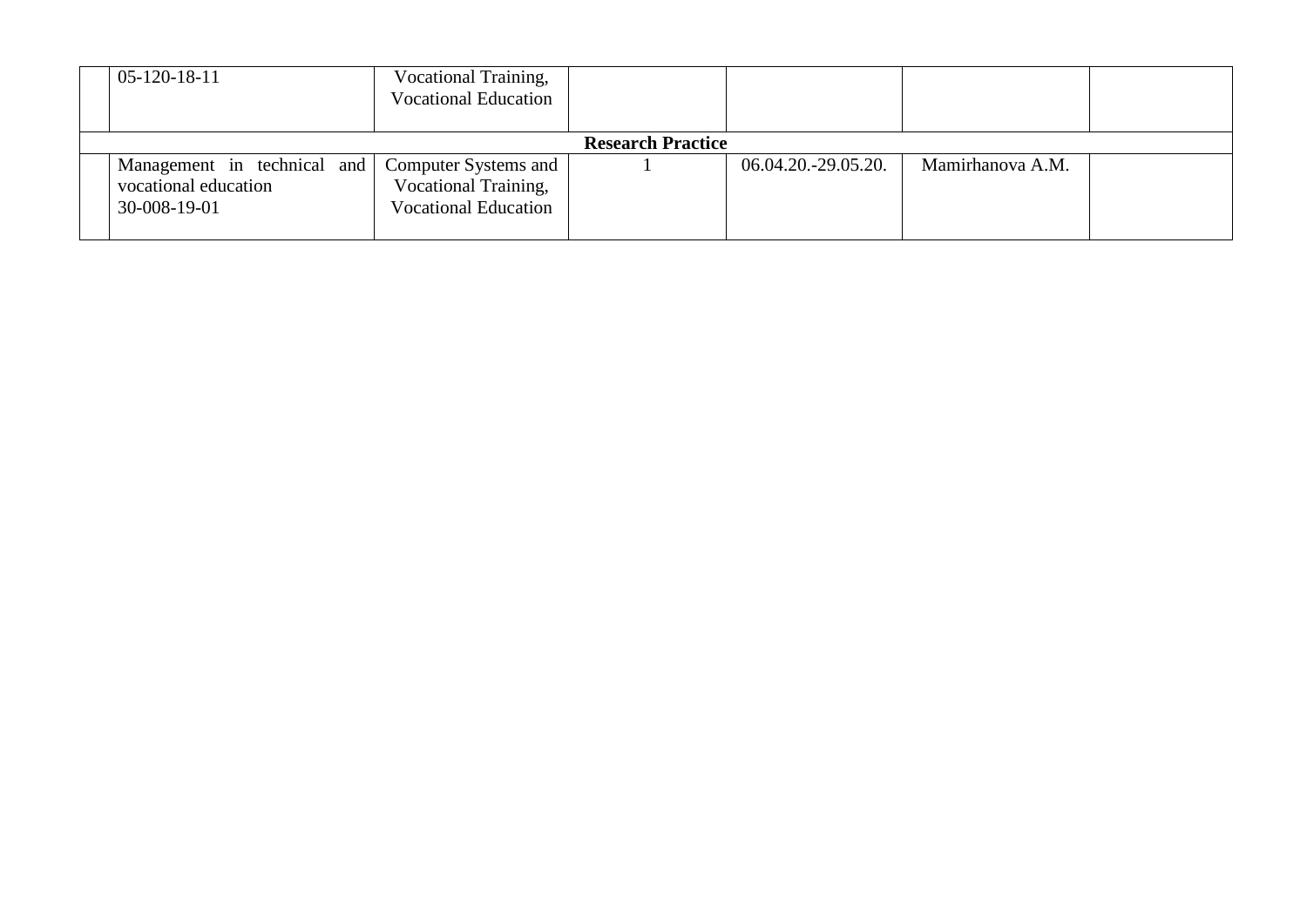| | | | | | | |
|---|---|---|---|---|---|---|
| | 05-120-18-11 | Vocational Training, Vocational Education | | | | |
| **Research Practice** | | | | | | |
| | Management in technical and vocational education 30-008-19-01 | Computer Systems and Vocational Training, Vocational Education | 1 | 06.04.20.-29.05.20. | Mamirhanova A.M. | |